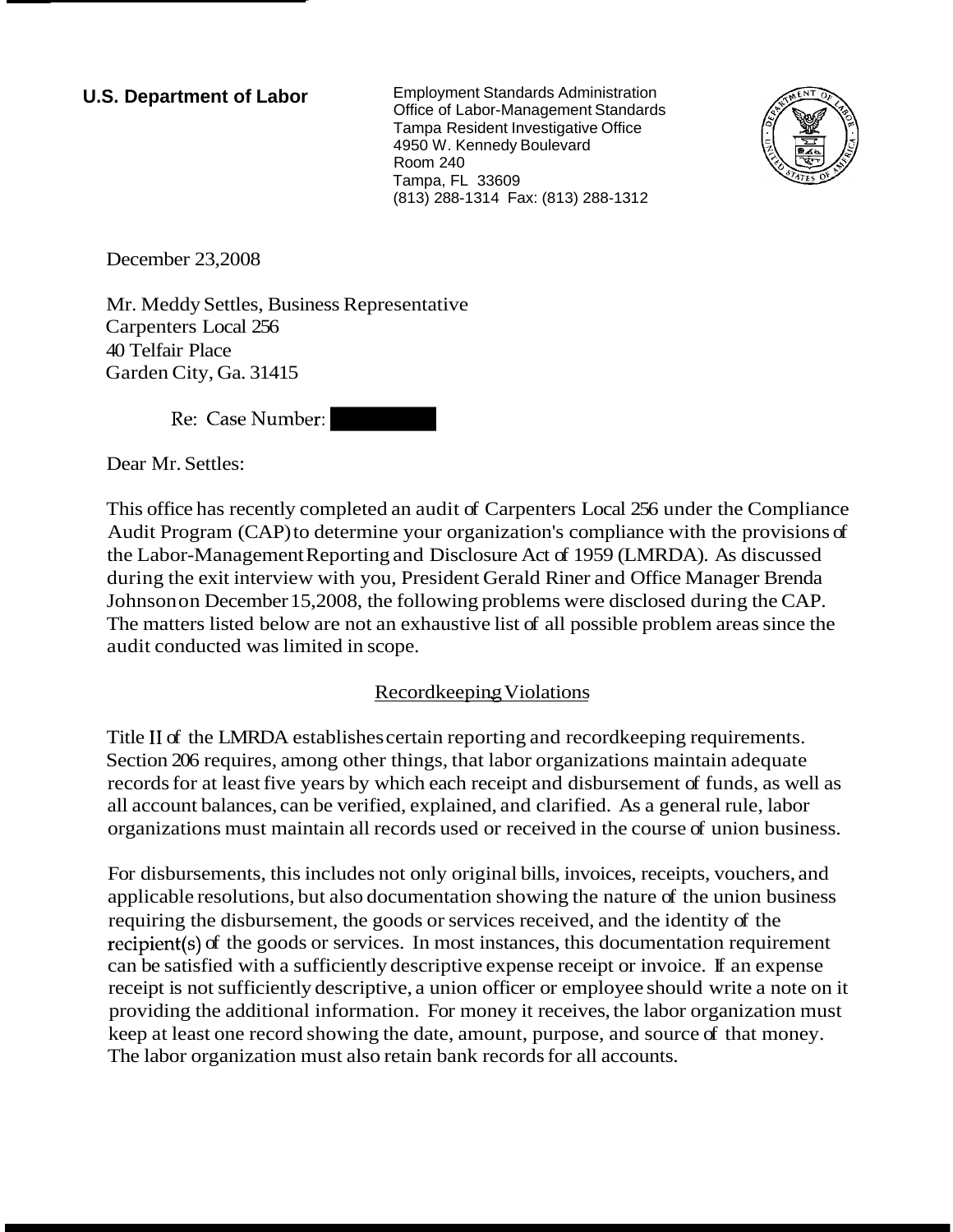**U.S. Department of Labor**

Employment Standards Administration
Office of Labor-Management Standards
Tampa Resident Investigative Office
4950 W. Kennedy Boulevard
Room 240
Tampa, FL 33609
(813) 288-1314 Fax: (813) 288-1312

December 23,2008

Mr. Meddy Settles, Business Representative
Carpenters Local 256
40 Telfair Place
Garden City, Ga. 31415

Re: Case Number: ████████

Dear Mr. Settles:

This office has recently completed an audit of Carpenters Local 256 under the Compliance Audit Program (CAP) to determine your organization's compliance with the provisions of the Labor-Management Reporting and Disclosure Act of 1959 (LMRDA). As discussed during the exit interview with you, President Gerald Riner and Office Manager Brenda Johnson on December 15,2008, the following problems were disclosed during the CAP. The matters listed below are not an exhaustive list of all possible problem areas since the audit conducted was limited in scope.

## Recordkeeping Violations

Title II of the LMRDA establishes certain reporting and recordkeeping requirements. Section 206 requires, among other things, that labor organizations maintain adequate records for at least five years by which each receipt and disbursement of funds, as well as all account balances, can be verified, explained, and clarified. As a general rule, labor organizations must maintain all records used or received in the course of union business.

For disbursements, this includes not only original bills, invoices, receipts, vouchers, and applicable resolutions, but also documentation showing the nature of the union business requiring the disbursement, the goods or services received, and the identity of the recipient(s) of the goods or services. In most instances, this documentation requirement can be satisfied with a sufficiently descriptive expense receipt or invoice. If an expense receipt is not sufficiently descriptive, a union officer or employee should write a note on it providing the additional information. For money it receives, the labor organization must keep at least one record showing the date, amount, purpose, and source of that money. The labor organization must also retain bank records for all accounts.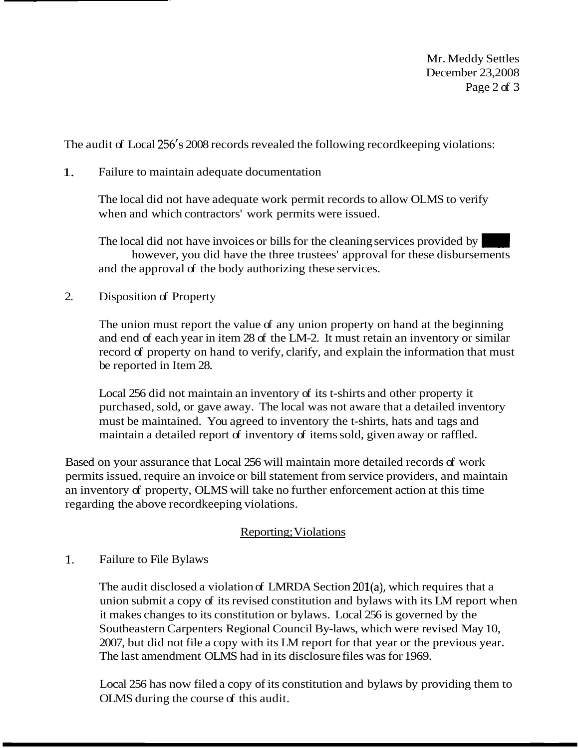The audit of Local 256's 2008 records revealed the following recordkeeping violations:

1. Failure to maintain adequate documentation

   The local did not have adequate work permit records to allow OLMS to verify when and which contractors' work permits were issued.

   The local did not have invoices or bills for the cleaning services provided by however, you did have the three trustees' approval for these disbursements and the approval of the body authorizing these services.

2. Disposition of Property

   The union must report the value of any union property on hand at the beginning and end of each year in item 28 of the LM-2. It must retain an inventory or similar record of property on hand to verify, clarify, and explain the information that must be reported in Item 28.

   Local 256 did not maintain an inventory of its t-shirts and other property it purchased, sold, or gave away. The local was not aware that a detailed inventory must be maintained. You agreed to inventory the t-shirts, hats and tags and maintain a detailed report of inventory of items sold, given away or raffled.

Based on your assurance that Local 256 will maintain more detailed records of work permits issued, require an invoice or bill statement from service providers, and maintain an inventory of property, OLMS will take no further enforcement action at this time regarding the above recordkeeping violations.

<u>Reporting; Violations</u>

1. Failure to File Bylaws

   The audit disclosed a violation of LMRDA Section 201(a), which requires that a union submit a copy of its revised constitution and bylaws with its LM report when it makes changes to its constitution or bylaws. Local 256 is governed by the Southeastern Carpenters Regional Council By-laws, which were revised May 10, 2007, but did not file a copy with its LM report for that year or the previous year. The last amendment OLMS had in its disclosure files was for 1969.

   Local 256 has now filed a copy of its constitution and bylaws by providing them to OLMS during the course of this audit.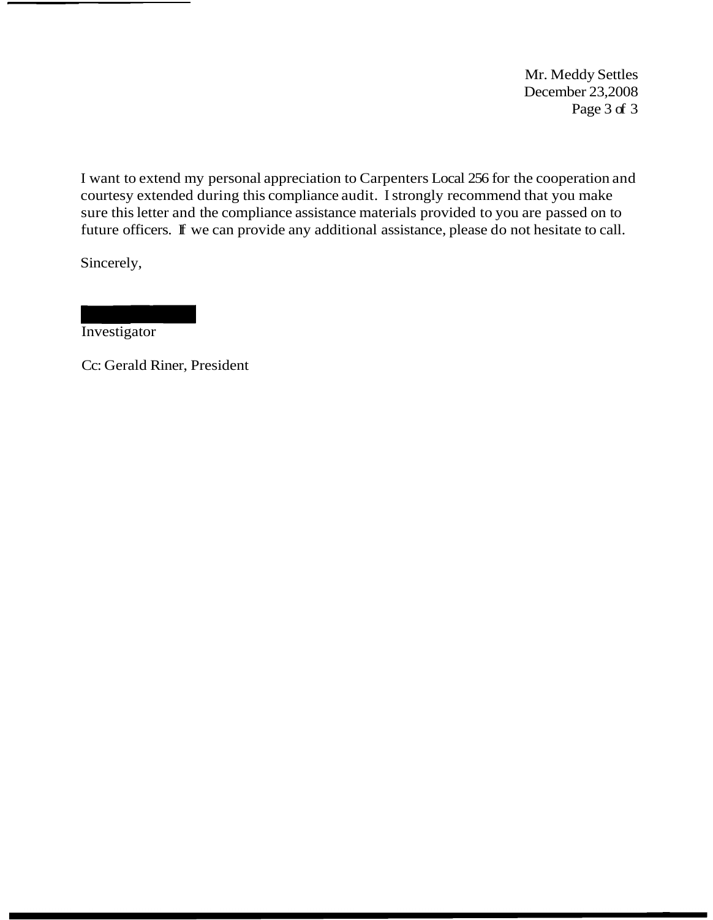I want to extend my personal appreciation to Carpenters Local 256 for the cooperation and courtesy extended during this compliance audit. I strongly recommend that you make sure this letter and the compliance assistance materials provided to you are passed on to future officers. If we can provide any additional assistance, please do not hesitate to call.

Sincerely,

Investigator

Cc: Gerald Riner, President